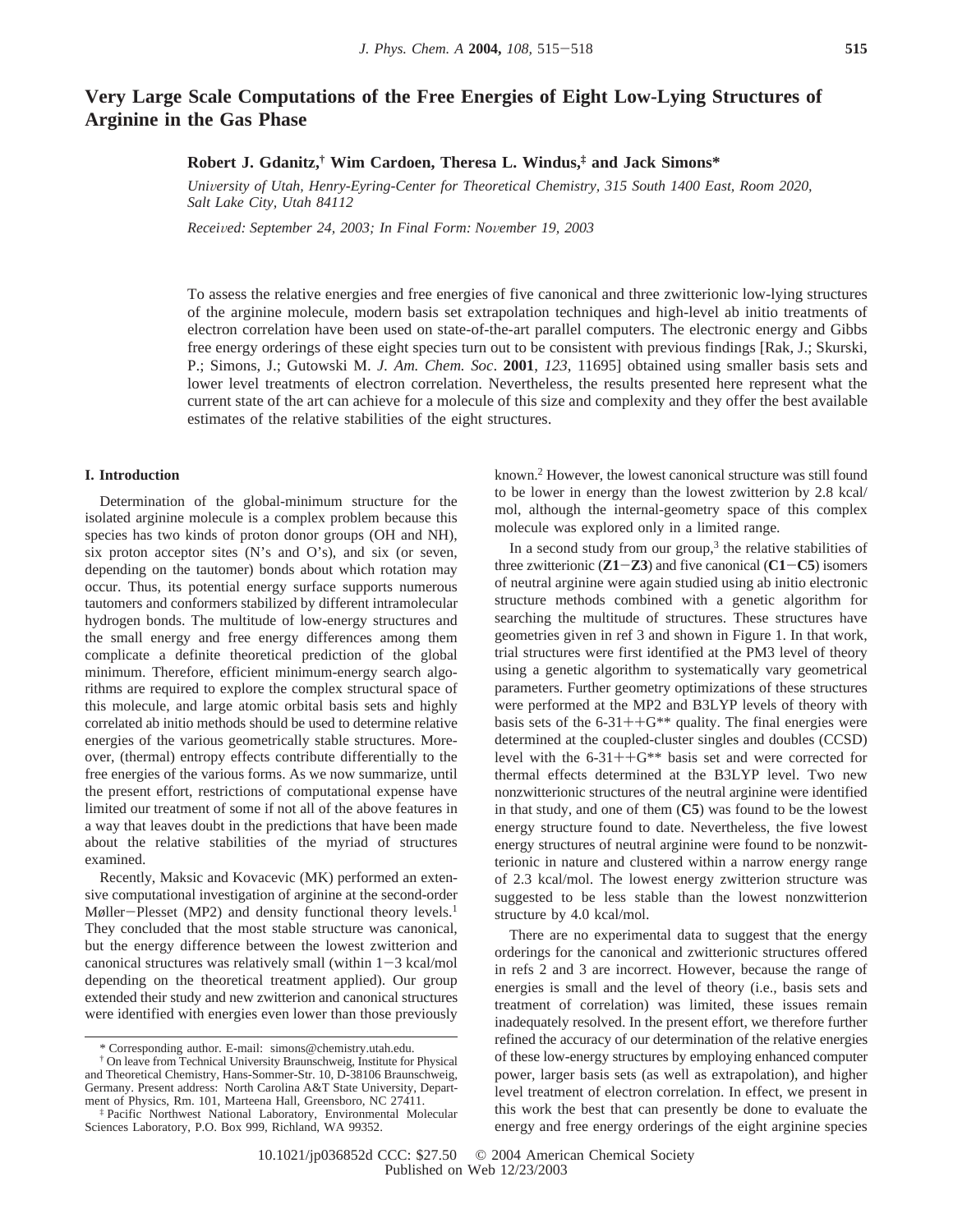# Very Large Scale Computations of the Free Energies of Eight Low-Lying Structures of Arginine in the Gas Phase

**Robert J. Gdanitz,† Wim Cardoen, Theresa L. Windus,‡ and Jack Simons***

*University of Utah, Henry-Eyring-Center for Theoretical Chemistry, 315 South 1400 East, Room 2020, Salt Lake City, Utah 84112*

*Received: September 24, 2003; In Final Form: November 19, 2003*

To assess the relative energies and free energies of five canonical and three zwitterionic low-lying structures of the arginine molecule, modern basis set extrapolation techniques and high-level ab initio treatments of electron correlation have been used on state-of-the-art parallel computers. The electronic energy and Gibbs free energy orderings of these eight species turn out to be consistent with previous findings [Rak, J.; Skurski, P.; Simons, J.; Gutowski M. *J. Am. Chem. Soc.* **2001**, *123*, 11695] obtained using smaller basis sets and lower level treatments of electron correlation. Nevertheless, the results presented here represent what the current state of the art can achieve for a molecule of this size and complexity and they offer the best available estimates of the relative stabilities of the eight structures.

## I. Introduction

Determination of the global-minimum structure for the isolated arginine molecule is a complex problem because this species has two kinds of proton donor groups (OH and NH), six proton acceptor sites (N's and O's), and six (or seven, depending on the tautomer) bonds about which rotation may occur. Thus, its potential energy surface supports numerous tautomers and conformers stabilized by different intramolecular hydrogen bonds. The multitude of low-energy structures and the small energy and free energy differences among them complicate a definite theoretical prediction of the global minimum. Therefore, efficient minimum-energy search algorithms are required to explore the complex structural space of this molecule, and large atomic orbital basis sets and highly correlated ab initio methods should be used to determine relative energies of the various geometrically stable structures. Moreover, (thermal) entropy effects contribute differentially to the free energies of the various forms. As we now summarize, until the present effort, restrictions of computational expense have limited our treatment of some if not all of the above features in a way that leaves doubt in the predictions that have been made about the relative stabilities of the myriad of structures examined.

Recently, Maksic and Kovacevic (MK) performed an extensive computational investigation of arginine at the second-order Møller–Plesset (MP2) and density functional theory levels.[1] They concluded that the most stable structure was canonical, but the energy difference between the lowest zwitterion and canonical structures was relatively small (within 1–3 kcal/mol depending on the theoretical treatment applied). Our group extended their study and new zwitterion and canonical structures were identified with energies even lower than those previously known.[2] However, the lowest canonical structure was still found to be lower in energy than the lowest zwitterion by 2.8 kcal/mol, although the internal-geometry space of this complex molecule was explored only in a limited range.

In a second study from our group,[3] the relative stabilities of three zwitterionic (**Z1**–**Z3**) and five canonical (**C1**–**C5**) isomers of neutral arginine were again studied using ab initio electronic structure methods combined with a genetic algorithm for searching the multitude of structures. These structures have geometries given in ref 3 and shown in Figure 1. In that work, trial structures were first identified at the PM3 level of theory using a genetic algorithm to systematically vary geometrical parameters. Further geometry optimizations of these structures were performed at the MP2 and B3LYP levels of theory with basis sets of the 6-31++G** quality. The final energies were determined at the coupled-cluster singles and doubles (CCSD) level with the 6-31++G** basis set and were corrected for thermal effects determined at the B3LYP level. Two new nonzwitterionic structures of the neutral arginine were identified in that study, and one of them (**C5**) was found to be the lowest energy structure found to date. Nevertheless, the five lowest energy structures of neutral arginine were found to be nonzwitterionic in nature and clustered within a narrow energy range of 2.3 kcal/mol. The lowest energy zwitterion structure was suggested to be less stable than the lowest nonzwitterion structure by 4.0 kcal/mol.

There are no experimental data to suggest that the energy orderings for the canonical and zwitterionic structures offered in refs 2 and 3 are incorrect. However, because the range of energies is small and the level of theory (i.e., basis sets and treatment of correlation) was limited, these issues remain inadequately resolved. In the present effort, we therefore further refined the accuracy of our determination of the relative energies of these low-energy structures by employing enhanced computer power, larger basis sets (as well as extrapolation), and higher level treatment of electron correlation. In effect, we present in this work the best that can presently be done to evaluate the energy and free energy orderings of the eight arginine species

\* Corresponding author. E-mail: simons@chemistry.utah.edu.

† On leave from Technical University Braunschweig, Institute for Physical and Theoretical Chemistry, Hans-Sommer-Str. 10, D-38106 Braunschweig, Germany. Present address: North Carolina A&T State University, Department of Physics, Rm. 101, Marteena Hall, Greensboro, NC 27411.

‡ Pacific Northwest National Laboratory, Environmental Molecular Sciences Laboratory, P.O. Box 999, Richland, WA 99352.

10.1021/jp036852d CCC: $27.50 © 2004 American Chemical Society
Published on Web 12/23/2003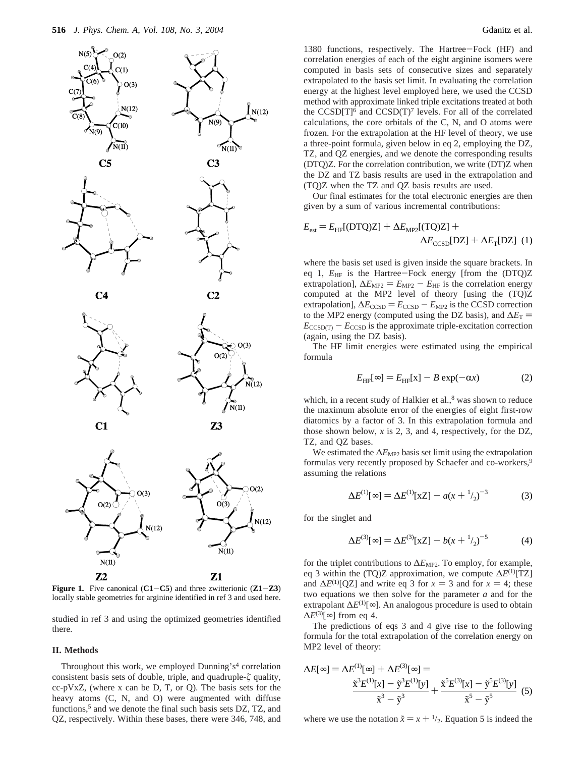**Figure 1.** Five canonical (**C1**−**C5**) and three zwitterionic (**Z1**−**Z3**) locally stable geometries for arginine identified in ref 3 and used here.

studied in ref 3 and using the optimized geometries identified there.

## II. Methods

Throughout this work, we employed Dunning's[4] correlation consistent basis sets of double, triple, and quadruple-$\zeta$ quality, cc-pVxZ, (where x can be D, T, or Q). The basis sets for the heavy atoms (C, N, and O) were augmented with diffuse functions,[5] and we denote the final such basis sets DZ, TZ, and QZ, respectively. Within these bases, there were 346, 748, and 1380 functions, respectively. The Hartree−Fock (HF) and correlation energies of each of the eight arginine isomers were computed in basis sets of consecutive sizes and separately extrapolated to the basis set limit. In evaluating the correlation energy at the highest level employed here, we used the CCSD method with approximate linked triple excitations treated at both the CCSD[T][6] and CCSD(T)[7] levels. For all of the correlated calculations, the core orbitals of the C, N, and O atoms were frozen. For the extrapolation at the HF level of theory, we use a three-point formula, given below in eq 2, employing the DZ, TZ, and QZ energies, and we denote the corresponding results (DTQ)Z. For the correlation contribution, we write (DT)Z when the DZ and TZ basis results are used in the extrapolation and (TQ)Z when the TZ and QZ basis results are used.

Our final estimates for the total electronic energies are then given by a sum of various incremental contributions:

$$E_{\text{est}} = E_{\text{HF}}[(\text{DTQ})\text{Z}] + \Delta E_{\text{MP2}}[(\text{TQ})\text{Z}] + \Delta E_{\text{CCSD}}[\text{DZ}] + \Delta E_{\text{T}}[\text{DZ}] \quad (1)$$

where the basis set used is given inside the square brackets. In eq 1, $E_{\text{HF}}$ is the Hartree−Fock energy [from the (DTQ)Z extrapolation], $\Delta E_{\text{MP2}} = E_{\text{MP2}} - E_{\text{HF}}$ is the correlation energy computed at the MP2 level of theory [using the (TQ)Z extrapolation], $\Delta E_{\text{CCSD}} = E_{\text{CCSD}} - E_{\text{MP2}}$ is the CCSD correction to the MP2 energy (computed using the DZ basis), and $\Delta E_{\text{T}} = E_{\text{CCSD(T)}} - E_{\text{CCSD}}$ is the approximate triple-excitation correction (again, using the DZ basis).

The HF limit energies were estimated using the empirical formula

$$E_{\text{HF}}[\infty] = E_{\text{HF}}[x] - B\exp(-\alpha x) \quad (2)$$

which, in a recent study of Halkier et al.,[8] was shown to reduce the maximum absolute error of the energies of eight first-row diatomics by a factor of 3. In this extrapolation formula and those shown below, $x$ is 2, 3, and 4, respectively, for the DZ, TZ, and QZ bases.

We estimated the $\Delta E_{\text{MP2}}$ basis set limit using the extrapolation formulas very recently proposed by Schaefer and co-workers,[9] assuming the relations

$$\Delta E^{(1)}[\infty] = \Delta E^{(1)}[\text{xZ}] - a(x + {}^{1}\!/_{2})^{-3} \quad (3)$$

for the singlet and

$$\Delta E^{(3)}[\infty] = \Delta E^{(3)}[\text{xZ}] - b(x + {}^{1}\!/_{2})^{-5} \quad (4)$$

for the triplet contributions to $\Delta E_{\text{MP2}}$. To employ, for example, eq 3 within the (TQ)Z approximation, we compute $\Delta E^{(1)}[\text{TZ}]$ and $\Delta E^{(1)}[\text{QZ}]$ and write eq 3 for $x = 3$ and for $x = 4$; these two equations we then solve for the parameter $a$ and for the extrapolant $\Delta E^{(1)}[\infty]$. An analogous procedure is used to obtain $\Delta E^{(3)}[\infty]$ from eq 4.

The predictions of eqs 3 and 4 give rise to the following formula for the total extrapolation of the correlation energy on MP2 level of theory:

$$\Delta E[\infty] = \Delta E^{(1)}[\infty] + \Delta E^{(3)}[\infty] = \frac{\tilde{x}^3 E^{(1)}[x] - \tilde{y}^3 E^{(1)}[y]}{\tilde{x}^3 - \tilde{y}^3} + \frac{\tilde{x}^5 E^{(3)}[x] - \tilde{y}^5 E^{(3)}[y]}{\tilde{x}^5 - \tilde{y}^5} \quad (5)$$

where we use the notation $\tilde{x} = x + {}^{1}\!/_{2}$. Equation 5 is indeed the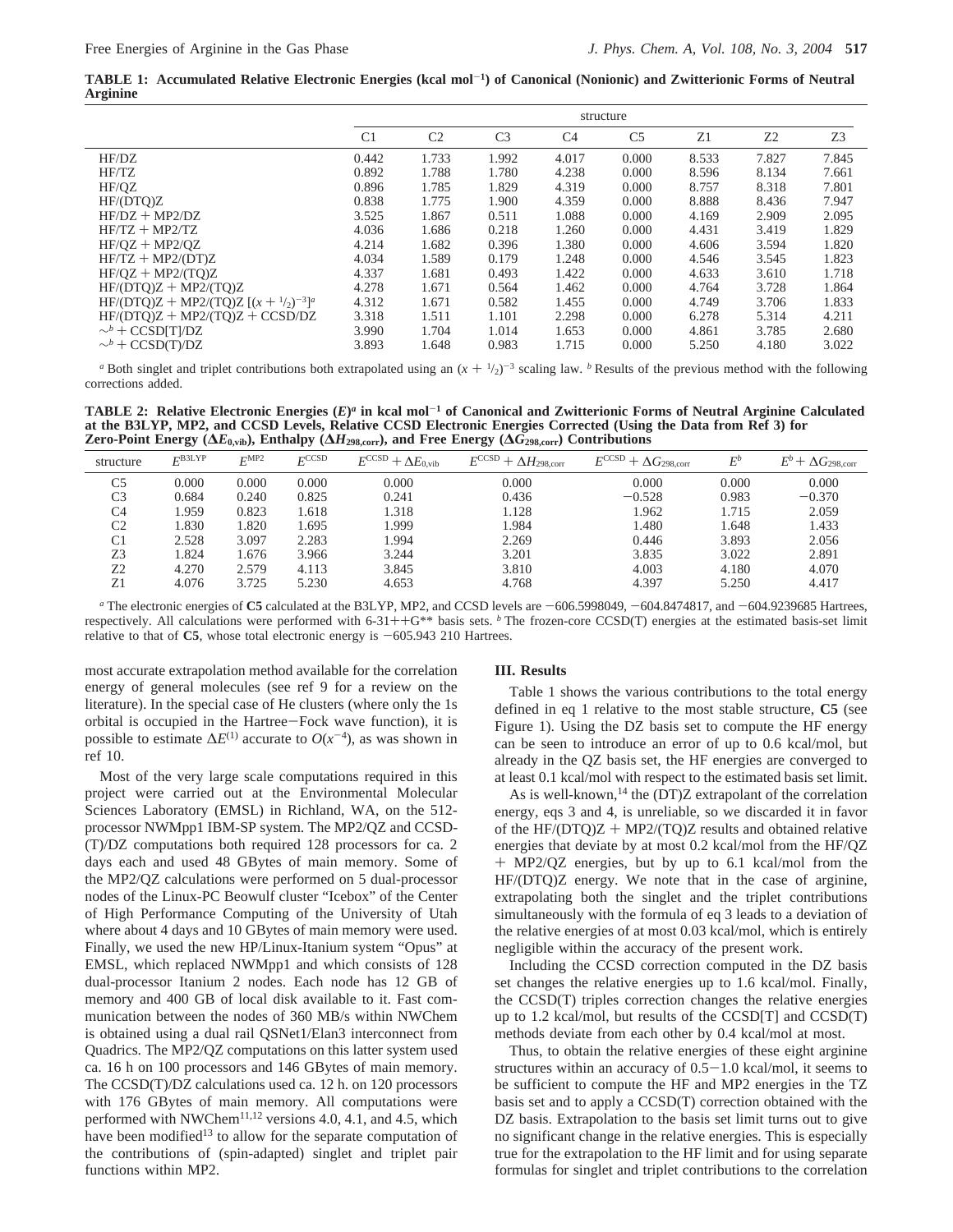**TABLE 1: Accumulated Relative Electronic Energies (kcal mol$^{-1}$) of Canonical (Nonionic) and Zwitterionic Forms of Neutral Arginine**

| | structure | | | | | | | |
|---|---|---|---|---|---|---|---|---|
| | C1 | C2 | C3 | C4 | C5 | Z1 | Z2 | Z3 |
| HF/DZ | 0.442 | 1.733 | 1.992 | 4.017 | 0.000 | 8.533 | 7.827 | 7.845 |
| HF/TZ | 0.892 | 1.788 | 1.780 | 4.238 | 0.000 | 8.596 | 8.134 | 7.661 |
| HF/QZ | 0.896 | 1.785 | 1.829 | 4.319 | 0.000 | 8.757 | 8.318 | 7.801 |
| HF/(DTQ)Z | 0.838 | 1.775 | 1.900 | 4.359 | 0.000 | 8.888 | 8.436 | 7.947 |
| HF/DZ + MP2/DZ | 3.525 | 1.867 | 0.511 | 1.088 | 0.000 | 4.169 | 2.909 | 2.095 |
| HF/TZ + MP2/TZ | 4.036 | 1.686 | 0.218 | 1.260 | 0.000 | 4.431 | 3.419 | 1.829 |
| HF/QZ + MP2/QZ | 4.214 | 1.682 | 0.396 | 1.380 | 0.000 | 4.606 | 3.594 | 1.820 |
| HF/TZ + MP2/(DT)Z | 4.034 | 1.589 | 0.179 | 1.248 | 0.000 | 4.546 | 3.545 | 1.823 |
| HF/QZ + MP2/(TQ)Z | 4.337 | 1.681 | 0.493 | 1.422 | 0.000 | 4.633 | 3.610 | 1.718 |
| HF/(DTQ)Z + MP2/(TQ)Z | 4.278 | 1.671 | 0.564 | 1.462 | 0.000 | 4.764 | 3.728 | 1.864 |
| HF/(DTQ)Z + MP2/(TQ)Z [$(x + {}^{1}/_{2})^{-3}$][a] | 4.312 | 1.671 | 0.582 | 1.455 | 0.000 | 4.749 | 3.706 | 1.833 |
| HF/(DTQ)Z + MP2/(TQ)Z + CCSD/DZ | 3.318 | 1.511 | 1.101 | 2.298 | 0.000 | 6.278 | 5.314 | 4.211 |
| ∼[b] + CCSD[T]/DZ | 3.990 | 1.704 | 1.014 | 1.653 | 0.000 | 4.861 | 3.785 | 2.680 |
| ∼[b] + CCSD(T)/DZ | 3.893 | 1.648 | 0.983 | 1.715 | 0.000 | 5.250 | 4.180 | 3.022 |

[a] Both singlet and triplet contributions both extrapolated using an $(x + {}^{1}/_{2})^{-3}$ scaling law. [b] Results of the previous method with the following corrections added.

**TABLE 2: Relative Electronic Energies ($E$)[a] in kcal mol$^{-1}$ of Canonical and Zwitterionic Forms of Neutral Arginine Calculated at the B3LYP, MP2, and CCSD Levels, Relative CCSD Electronic Energies Corrected (Using the Data from Ref 3) for Zero-Point Energy ($\Delta E_{0,\mathrm{vib}}$), Enthalpy ($\Delta H_{298,\mathrm{corr}}$), and Free Energy ($\Delta G_{298,\mathrm{corr}}$) Contributions**

| structure | $E^{\mathrm{B3LYP}}$ | $E^{\mathrm{MP2}}$ | $E^{\mathrm{CCSD}}$ | $E^{\mathrm{CCSD}} + \Delta E_{0,\mathrm{vib}}$ | $E^{\mathrm{CCSD}} + \Delta H_{298,\mathrm{corr}}$ | $E^{\mathrm{CCSD}} + \Delta G_{298,\mathrm{corr}}$ | $E^{b}$ | $E^{b} + \Delta G_{298,\mathrm{corr}}$ |
|---|---|---|---|---|---|---|---|---|
| C5 | 0.000 | 0.000 | 0.000 | 0.000 | 0.000 | 0.000 | 0.000 | 0.000 |
| C3 | 0.684 | 0.240 | 0.825 | 0.241 | 0.436 | −0.528 | 0.983 | −0.370 |
| C4 | 1.959 | 0.823 | 1.618 | 1.318 | 1.128 | 1.962 | 1.715 | 2.059 |
| C2 | 1.830 | 1.820 | 1.695 | 1.999 | 1.984 | 1.480 | 1.648 | 1.433 |
| C1 | 2.528 | 3.097 | 2.283 | 1.994 | 2.269 | 0.446 | 3.893 | 2.056 |
| Z3 | 1.824 | 1.676 | 3.966 | 3.244 | 3.201 | 3.835 | 3.022 | 2.891 |
| Z2 | 4.270 | 2.579 | 4.113 | 3.845 | 3.810 | 4.003 | 4.180 | 4.070 |
| Z1 | 4.076 | 3.725 | 5.230 | 4.653 | 4.768 | 4.397 | 5.250 | 4.417 |

[a] The electronic energies of **C5** calculated at the B3LYP, MP2, and CCSD levels are −606.5998049, −604.8474817, and −604.9239685 Hartrees, respectively. All calculations were performed with 6-31++G** basis sets. [b] The frozen-core CCSD(T) energies at the estimated basis-set limit relative to that of **C5**, whose total electronic energy is −605.943 210 Hartrees.

most accurate extrapolation method available for the correlation energy of general molecules (see ref 9 for a review on the literature). In the special case of He clusters (where only the 1s orbital is occupied in the Hartree−Fock wave function), it is possible to estimate $\Delta E^{(1)}$ accurate to $O(x^{-4})$, as was shown in ref 10.

Most of the very large scale computations required in this project were carried out at the Environmental Molecular Sciences Laboratory (EMSL) in Richland, WA, on the 512-processor NWMpp1 IBM-SP system. The MP2/QZ and CCSD(T)/DZ computations both required 128 processors for ca. 2 days each and used 48 GBytes of main memory. Some of the MP2/QZ calculations were performed on 5 dual-processor nodes of the Linux-PC Beowulf cluster "Icebox" of the Center of High Performance Computing of the University of Utah where about 4 days and 10 GBytes of main memory were used. Finally, we used the new HP/Linux-Itanium system "Opus" at EMSL, which replaced NWMpp1 and which consists of 128 dual-processor Itanium 2 nodes. Each node has 12 GB of memory and 400 GB of local disk available to it. Fast communication between the nodes of 360 MB/s within NWChem is obtained using a dual rail QSNet1/Elan3 interconnect from Quadrics. The MP2/QZ computations on this latter system used ca. 16 h on 100 processors and 146 GBytes of main memory. The CCSD(T)/DZ calculations used ca. 12 h. on 120 processors with 176 GBytes of main memory. All computations were performed with NWChem[11,12] versions 4.0, 4.1, and 4.5, which have been modified[13] to allow for the separate computation of the contributions of (spin-adapted) singlet and triplet pair functions within MP2.

## III. Results

Table 1 shows the various contributions to the total energy defined in eq 1 relative to the most stable structure, **C5** (see Figure 1). Using the DZ basis set to compute the HF energy can be seen to introduce an error of up to 0.6 kcal/mol, but already in the QZ basis set, the HF energies are converged to at least 0.1 kcal/mol with respect to the estimated basis set limit.

As is well-known,[14] the (DT)Z extrapolant of the correlation energy, eqs 3 and 4, is unreliable, so we discarded it in favor of the HF/(DTQ)Z + MP2/(TQ)Z results and obtained relative energies that deviate by at most 0.2 kcal/mol from the HF/QZ + MP2/QZ energies, but by up to 6.1 kcal/mol from the HF/(DTQ)Z energy. We note that in the case of arginine, extrapolating both the singlet and the triplet contributions simultaneously with the formula of eq 3 leads to a deviation of the relative energies of at most 0.03 kcal/mol, which is entirely negligible within the accuracy of the present work.

Including the CCSD correction computed in the DZ basis set changes the relative energies up to 1.6 kcal/mol. Finally, the CCSD(T) triples correction changes the relative energies up to 1.2 kcal/mol, but results of the CCSD[T] and CCSD(T) methods deviate from each other by 0.4 kcal/mol at most.

Thus, to obtain the relative energies of these eight arginine structures within an accuracy of 0.5−1.0 kcal/mol, it seems to be sufficient to compute the HF and MP2 energies in the TZ basis set and to apply a CCSD(T) correction obtained with the DZ basis. Extrapolation to the basis set limit turns out to give no significant change in the relative energies. This is especially true for the extrapolation to the HF limit and for using separate formulas for singlet and triplet contributions to the correlation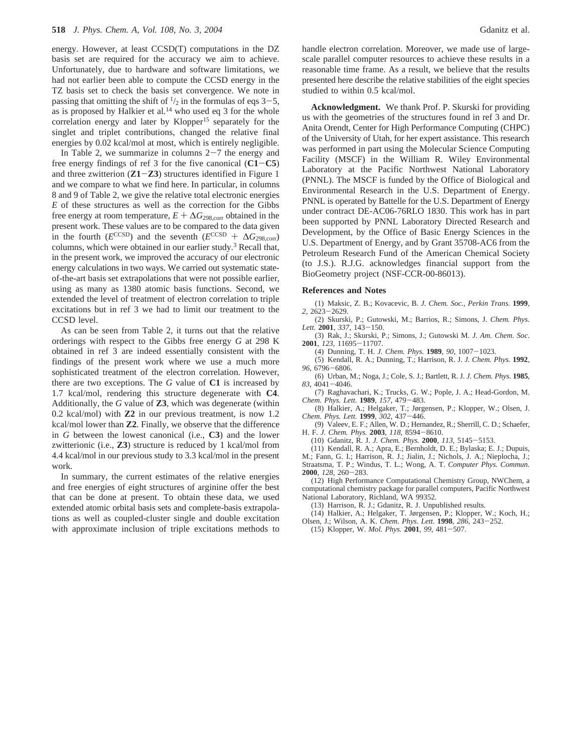energy. However, at least CCSD(T) computations in the DZ basis set are required for the accuracy we aim to achieve. Unfortunately, due to hardware and software limitations, we had not earlier been able to compute the CCSD energy in the TZ basis set to check the basis set convergence. We note in passing that omitting the shift of $^1/_2$ in the formulas of eqs 3−5, as is proposed by Halkier et al.[14] who used eq 3 for the whole correlation energy and later by Klopper[15] separately for the singlet and triplet contributions, changed the relative final energies by 0.02 kcal/mol at most, which is entirely negligible.

In Table 2, we summarize in columns 2−7 the energy and free energy findings of ref 3 for the five canonical (**C1**−**C5**) and three zwitterion (**Z1**−**Z3**) structures identified in Figure 1 and we compare to what we find here. In particular, in columns 8 and 9 of Table 2, we give the relative total electronic energies $E$ of these structures as well as the correction for the Gibbs free energy at room temperature, $E + \Delta G_{298,\mathrm{corr}}$ obtained in the present work. These values are to be compared to the data given in the fourth ($E^{\mathrm{CCSD}}$) and the seventh ($E^{\mathrm{CCSD}} + \Delta G_{298,\mathrm{corr}}$) columns, which were obtained in our earlier study.[3] Recall that, in the present work, we improved the accuracy of our electronic energy calculations in two ways. We carried out systematic state-of-the-art basis set extrapolations that were not possible earlier, using as many as 1380 atomic basis functions. Second, we extended the level of treatment of electron correlation to triple excitations but in ref 3 we had to limit our treatment to the CCSD level.

As can be seen from Table 2, it turns out that the relative orderings with respect to the Gibbs free energy $G$ at 298 K obtained in ref 3 are indeed essentially consistent with the findings of the present work where we use a much more sophisticated treatment of the electron correlation. However, there are two exceptions. The $G$ value of **C1** is increased by 1.7 kcal/mol, rendering this structure degenerate with **C4**. Additionally, the $G$ value of **Z3**, which was degenerate (within 0.2 kcal/mol) with **Z2** in our previous treatment, is now 1.2 kcal/mol lower than **Z2**. Finally, we observe that the difference in $G$ between the lowest canonical (i.e., **C3**) and the lower zwitterionic (i.e., **Z3**) structure is reduced by 1 kcal/mol from 4.4 kcal/mol in our previous study to 3.3 kcal/mol in the present work.

In summary, the current estimates of the relative energies and free energies of eight structures of arginine offer the best that can be done at present. To obtain these data, we used extended atomic orbital basis sets and complete-basis extrapolations as well as coupled-cluster single and double excitation with approximate inclusion of triple excitations methods to handle electron correlation. Moreover, we made use of large-scale parallel computer resources to achieve these results in a reasonable time frame. As a result, we believe that the results presented here describe the relative stabilities of the eight species studied to within 0.5 kcal/mol.

**Acknowledgment.** We thank Prof. P. Skurski for providing us with the geometries of the structures found in ref 3 and Dr. Anita Orendt, Center for High Performance Computing (CHPC) of the University of Utah, for her expert assistance. This research was performed in part using the Molecular Science Computing Facility (MSCF) in the William R. Wiley Environmental Laboratory at the Pacific Northwest National Laboratory (PNNL). The MSCF is funded by the Office of Biological and Environmental Research in the U.S. Department of Energy. PNNL is operated by Battelle for the U.S. Department of Energy under contract DE-AC06-76RLO 1830. This work has in part been supported by PNNL Laboratory Directed Research and Development, by the Office of Basic Energy Sciences in the U.S. Department of Energy, and by Grant 35708-AC6 from the Petroleum Research Fund of the American Chemical Society (to J.S.). R.J.G. acknowledges financial support from the BioGeometry project (NSF-CCR-00-86013).

## References and Notes

(1) Maksic, Z. B.; Kovacevic, B. *J. Chem. Soc., Perkin Trans.* **1999**, *2*, 2623−2629.

(2) Skurski, P.; Gutowski, M.; Barrios, R.; Simons, J. *Chem. Phys. Lett.* **2001**, *337*, 143−150.

(3) Rak, J.; Skurski, P.; Simons, J.; Gutowski M. *J. Am. Chem. Soc.* **2001**, *123*, 11695−11707.

(4) Dunning, T. H. *J. Chem. Phys.* **1989**, *90*, 1007−1023.

(5) Kendall, R. A.; Dunning, T.; Harrison, R. J. *J. Chem. Phys.* **1992**, *96*, 6796−6806.

(6) Urban, M.; Noga, J.; Cole, S. J.; Bartlett, R. J. *J. Chem. Phys.* **1985**, *83*, 4041−4046.

(7) Raghavachari, K.; Trucks, G. W.; Pople, J. A.; Head-Gordon, M. *Chem. Phys. Lett.* **1989**, *157*, 479−483.

(8) Halkier, A.; Helgaker, T.; Jørgensen, P.; Klopper, W.; Olsen, J. *Chem. Phys. Lett.* **1999**, *302*, 437−446.

(9) Valeev, E. F.; Allen, W. D.; Hernandez, R.; Sherrill, C. D.; Schaefer, H. F. *J. Chem. Phys.* **2003**, *118*, 8594−8610.

(10) Gdanitz, R. J. *J. Chem. Phys.* **2000**, *113*, 5145−5153.

(11) Kendall, R. A.; Apra, E.; Bernholdt, D. E.; Bylaska; E. J.; Dupuis, M.; Fann, G. I.; Harrison, R. J.; Jialin, J.; Nichols, J. A.; Nieplocha, J.; Straatsma, T. P.; Windus, T. L.; Wong, A. T. *Computer Phys. Commun.* **2000**, *128*, 260−283.

(12) High Performance Computational Chemistry Group, NWChem, a computational chemistry package for parallel computers, Pacific Northwest National Laboratory, Richland, WA 99352.

(13) Harrison, R. J.; Gdanitz, R. J. Unpublished results.

(14) Halkier, A.; Helgaker, T. Jørgensen, P.; Klopper, W.; Koch, H.; Olsen, J.; Wilson, A. K. *Chem. Phys. Lett.* **1998**, *286*, 243−252.

(15) Klopper, W. *Mol. Phys.* **2001**, *99*, 481−507.